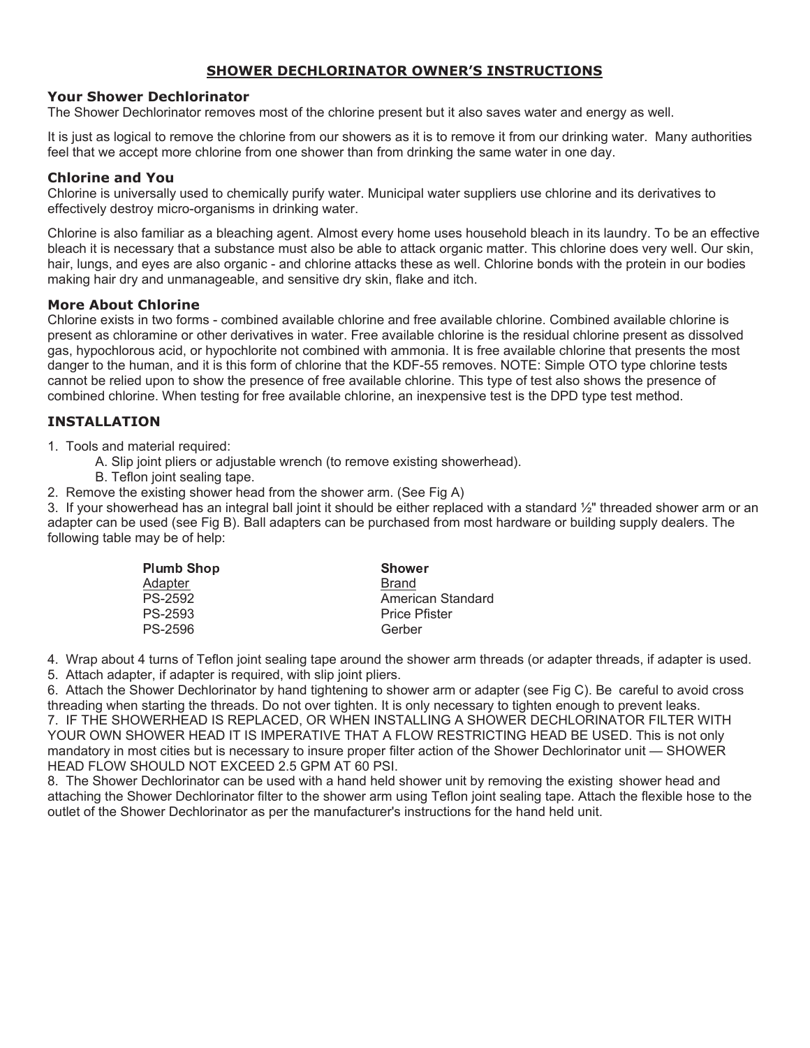# SHOWER DECHLORINATOR OWNER'S INSTRUCTIONS

## Your Shower Dechlorinator

The Shower Dechlorinator removes most of the chlorine present but it also saves water and energy as well.

It is just as logical to remove the chlorine from our showers as it is to remove it from our drinking water. Many authorities feel that we accept more chlorine from one shower than from drinking the same water in one day.

## Chlorine and You

Chlorine is universally used to chemically purify water. Municipal water suppliers use chlorine and its derivatives to effectively destroy micro-organisms in drinking water.

Chlorine is also familiar as a bleaching agent. Almost every home uses household bleach in its laundry. To be an effective bleach it is necessary that a substance must also be able to attack organic matter. This chlorine does very well. Our skin, hair, lungs, and eyes are also organic - and chlorine attacks these as well. Chlorine bonds with the protein in our bodies making hair dry and unmanageable, and sensitive dry skin, flake and itch.

## More About Chlorine

Chlorine exists in two forms - combined available chlorine and free available chlorine. Combined available chlorine is present as chloramine or other derivatives in water. Free available chlorine is the residual chlorine present as dissolved gas, hypochlorous acid, or hypochlorite not combined with ammonia. It is free available chlorine that presents the most danger to the human, and it is this form of chlorine that the KDF-55 removes. NOTE: Simple OTO type chlorine tests cannot be relied upon to show the presence of free available chlorine. This type of test also shows the presence of combined chlorine. When testing for free available chlorine, an inexpensive test is the DPD type test method.

## INSTALLATION

1. Tools and material required:
   - A. Slip joint pliers or adjustable wrench (to remove existing showerhead).
   - B. Teflon joint sealing tape.
2. Remove the existing shower head from the shower arm. (See Fig A)
3. If your showerhead has an integral ball joint it should be either replaced with a standard ½" threaded shower arm or an adapter can be used (see Fig B). Ball adapters can be purchased from most hardware or building supply dealers. The following table may be of help:

| Plumb Shop Adapter | Shower Brand |
|---|---|
| PS-2592 | American Standard |
| PS-2593 | Price Pfister |
| PS-2596 | Gerber |

4. Wrap about 4 turns of Teflon joint sealing tape around the shower arm threads (or adapter threads, if adapter is used.
5. Attach adapter, if adapter is required, with slip joint pliers.
6. Attach the Shower Dechlorinator by hand tightening to shower arm or adapter (see Fig C). Be careful to avoid cross threading when starting the threads. Do not over tighten. It is only necessary to tighten enough to prevent leaks.
7. IF THE SHOWERHEAD IS REPLACED, OR WHEN INSTALLING A SHOWER DECHLORINATOR FILTER WITH YOUR OWN SHOWER HEAD IT IS IMPERATIVE THAT A FLOW RESTRICTING HEAD BE USED. This is not only mandatory in most cities but is necessary to insure proper filter action of the Shower Dechlorinator unit — SHOWER HEAD FLOW SHOULD NOT EXCEED 2.5 GPM AT 60 PSI.
8. The Shower Dechlorinator can be used with a hand held shower unit by removing the existing shower head and attaching the Shower Dechlorinator filter to the shower arm using Teflon joint sealing tape. Attach the flexible hose to the outlet of the Shower Dechlorinator as per the manufacturer's instructions for the hand held unit.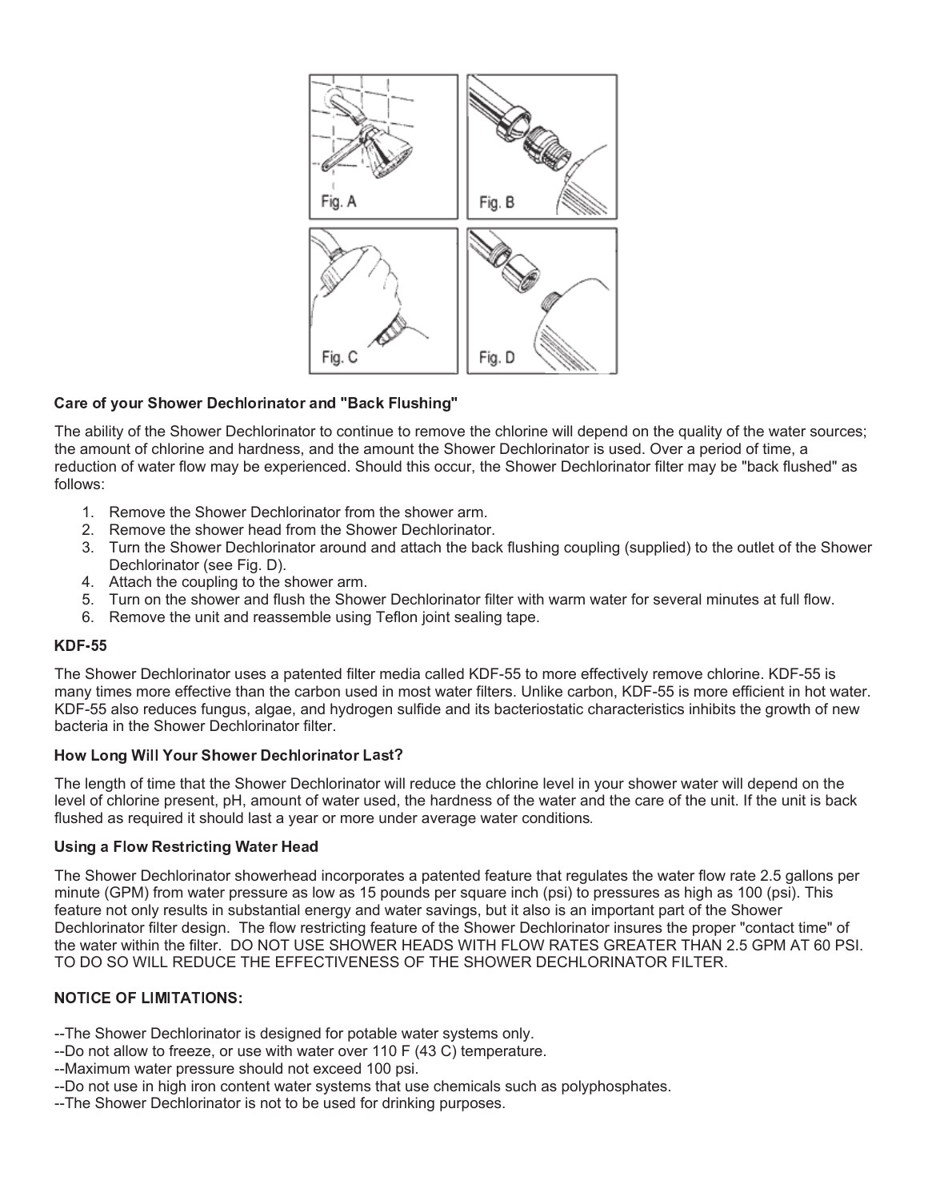Fig. A

Fig. B

Fig. C

Fig. D

### Care of your Shower Dechlorinator and "Back Flushing"

The ability of the Shower Dechlorinator to continue to remove the chlorine will depend on the quality of the water sources; the amount of chlorine and hardness, and the amount the Shower Dechlorinator is used. Over a period of time, a reduction of water flow may be experienced. Should this occur, the Shower Dechlorinator filter may be "back flushed" as follows:

1. Remove the Shower Dechlorinator from the shower arm.
2. Remove the shower head from the Shower Dechlorinator.
3. Turn the Shower Dechlorinator around and attach the back flushing coupling (supplied) to the outlet of the Shower Dechlorinator (see Fig. D).
4. Attach the coupling to the shower arm.
5. Turn on the shower and flush the Shower Dechlorinator filter with warm water for several minutes at full flow.
6. Remove the unit and reassemble using Teflon joint sealing tape.

### KDF-55

The Shower Dechlorinator uses a patented filter media called KDF-55 to more effectively remove chlorine. KDF-55 is many times more effective than the carbon used in most water filters. Unlike carbon, KDF-55 is more efficient in hot water. KDF-55 also reduces fungus, algae, and hydrogen sulfide and its bacteriostatic characteristics inhibits the growth of new bacteria in the Shower Dechlorinator filter.

### How Long Will Your Shower Dechlorinator Last?

The length of time that the Shower Dechlorinator will reduce the chlorine level in your shower water will depend on the level of chlorine present, pH, amount of water used, the hardness of the water and the care of the unit. If the unit is back flushed as required it should last a year or more under average water conditions.

### Using a Flow Restricting Water Head

The Shower Dechlorinator showerhead incorporates a patented feature that regulates the water flow rate 2.5 gallons per minute (GPM) from water pressure as low as 15 pounds per square inch (psi) to pressures as high as 100 (psi). This feature not only results in substantial energy and water savings, but it also is an important part of the Shower Dechlorinator filter design. The flow restricting feature of the Shower Dechlorinator insures the proper "contact time" of the water within the filter. DO NOT USE SHOWER HEADS WITH FLOW RATES GREATER THAN 2.5 GPM AT 60 PSI. TO DO SO WILL REDUCE THE EFFECTIVENESS OF THE SHOWER DECHLORINATOR FILTER.

### NOTICE OF LIMITATIONS:

--The Shower Dechlorinator is designed for potable water systems only.
--Do not allow to freeze, or use with water over 110 F (43 C) temperature.
--Maximum water pressure should not exceed 100 psi.
--Do not use in high iron content water systems that use chemicals such as polyphosphates.
--The Shower Dechlorinator is not to be used for drinking purposes.